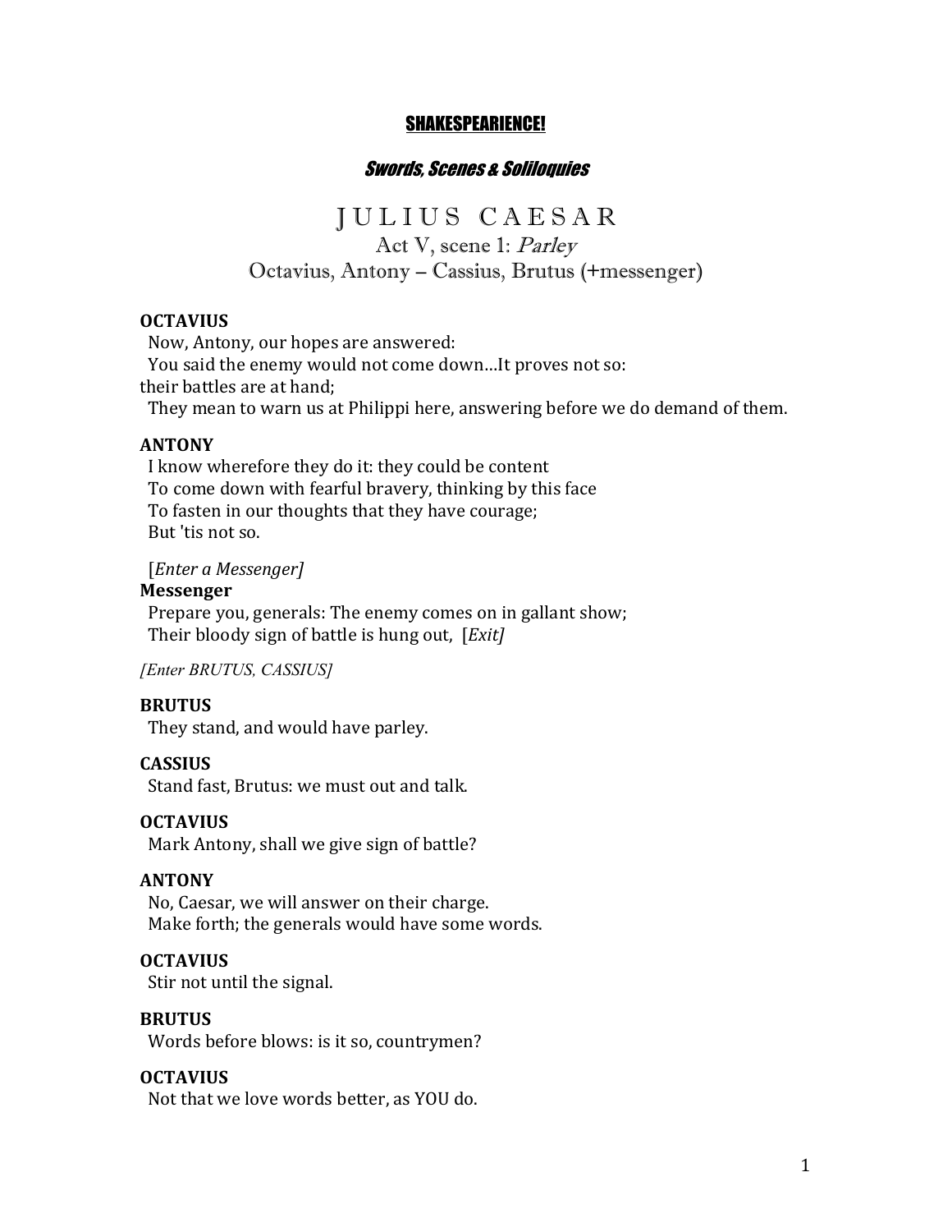**SHAKESPEARIENCE!**

***Swords, Scenes & Soliloquies***

# JULIUS CAESAR

## Act V, scene 1: *Parley*

### Octavius, Antony – Cassius, Brutus (+messenger)

**OCTAVIUS**
Now, Antony, our hopes are answered:
You said the enemy would not come down…It proves not so:
their battles are at hand;
They mean to warn us at Philippi here, answering before we do demand of them.

**ANTONY**
I know wherefore they do it: they could be content
To come down with fearful bravery, thinking by this face
To fasten in our thoughts that they have courage;
But 'tis not so.

[*Enter a Messenger]*

**Messenger**
Prepare you, generals: The enemy comes on in gallant show;
Their bloody sign of battle is hung out, [*Exit]*

*[Enter BRUTUS, CASSIUS]*

**BRUTUS**
They stand, and would have parley.

**CASSIUS**
Stand fast, Brutus: we must out and talk.

**OCTAVIUS**
Mark Antony, shall we give sign of battle?

**ANTONY**
No, Caesar, we will answer on their charge.
Make forth; the generals would have some words.

**OCTAVIUS**
Stir not until the signal.

**BRUTUS**
Words before blows: is it so, countrymen?

**OCTAVIUS**
Not that we love words better, as YOU do.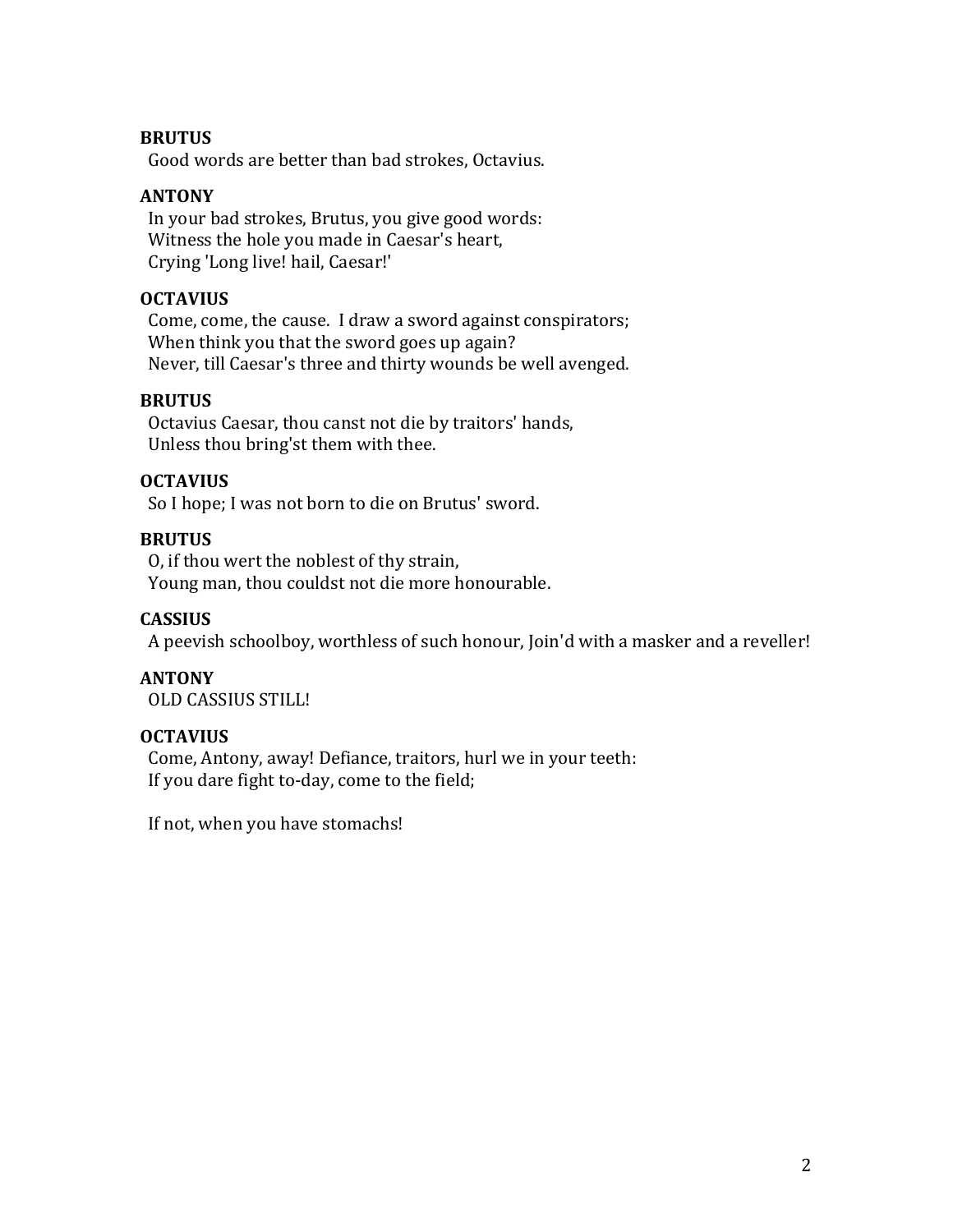**BRUTUS**
Good words are better than bad strokes, Octavius.

**ANTONY**
In your bad strokes, Brutus, you give good words:
Witness the hole you made in Caesar's heart,
Crying 'Long live! hail, Caesar!'

**OCTAVIUS**
Come, come, the cause. I draw a sword against conspirators;
When think you that the sword goes up again?
Never, till Caesar's three and thirty wounds be well avenged.

**BRUTUS**
Octavius Caesar, thou canst not die by traitors' hands,
Unless thou bring'st them with thee.

**OCTAVIUS**
So I hope; I was not born to die on Brutus' sword.

**BRUTUS**
O, if thou wert the noblest of thy strain,
Young man, thou couldst not die more honourable.

**CASSIUS**
A peevish schoolboy, worthless of such honour, Join'd with a masker and a reveller!

**ANTONY**
OLD CASSIUS STILL!

**OCTAVIUS**
Come, Antony, away! Defiance, traitors, hurl we in your teeth:
If you dare fight to-day, come to the field;

If not, when you have stomachs!